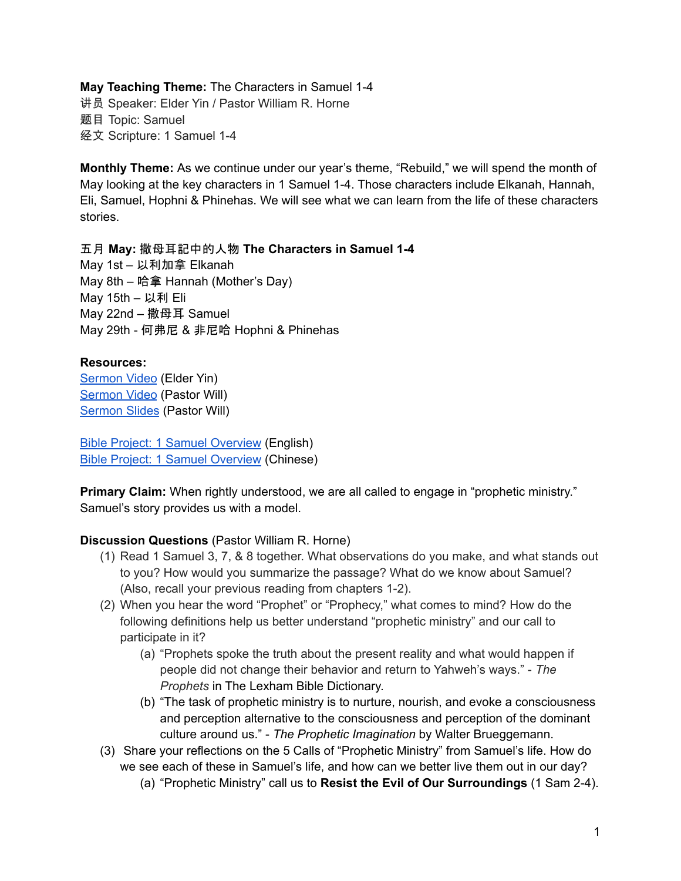**May Teaching Theme:** The Characters in Samuel 1-4
讲员 Speaker: Elder Yin / Pastor William R. Horne
题目 Topic: Samuel
经文 Scripture: 1 Samuel 1-4

**Monthly Theme:** As we continue under our year's theme, "Rebuild," we will spend the month of May looking at the key characters in 1 Samuel 1-4. Those characters include Elkanah, Hannah, Eli, Samuel, Hophni & Phinehas. We will see what we can learn from the life of these characters stories.

五月 **May: 撒母耳記中的人物 The Characters in Samuel 1-4**
May 1st – 以利加拿 Elkanah
May 8th – 哈拿 Hannah (Mother's Day)
May 15th – 以利 Eli
May 22nd – 撒母耳 Samuel
May 29th - 何弗尼 & 非尼哈 Hophni & Phinehas

**Resources:**
Sermon Video (Elder Yin)
Sermon Video (Pastor Will)
Sermon Slides (Pastor Will)

Bible Project: 1 Samuel Overview (English)
Bible Project: 1 Samuel Overview (Chinese)

**Primary Claim:** When rightly understood, we are all called to engage in "prophetic ministry." Samuel's story provides us with a model.

**Discussion Questions** (Pastor William R. Horne)

(1) Read 1 Samuel 3, 7, & 8 together. What observations do you make, and what stands out to you? How would you summarize the passage? What do we know about Samuel? (Also, recall your previous reading from chapters 1-2).

(2) When you hear the word "Prophet" or "Prophecy," what comes to mind? How do the following definitions help us better understand "prophetic ministry" and our call to participate in it?
   - (a) "Prophets spoke the truth about the present reality and what would happen if people did not change their behavior and return to Yahweh's ways." - *The Prophets* in The Lexham Bible Dictionary.
   - (b) "The task of prophetic ministry is to nurture, nourish, and evoke a consciousness and perception alternative to the consciousness and perception of the dominant culture around us." - *The Prophetic Imagination* by Walter Brueggemann.

(3) Share your reflections on the 5 Calls of "Prophetic Ministry" from Samuel's life. How do we see each of these in Samuel's life, and how can we better live them out in our day?
   - (a) "Prophetic Ministry" call us to **Resist the Evil of Our Surroundings** (1 Sam 2-4).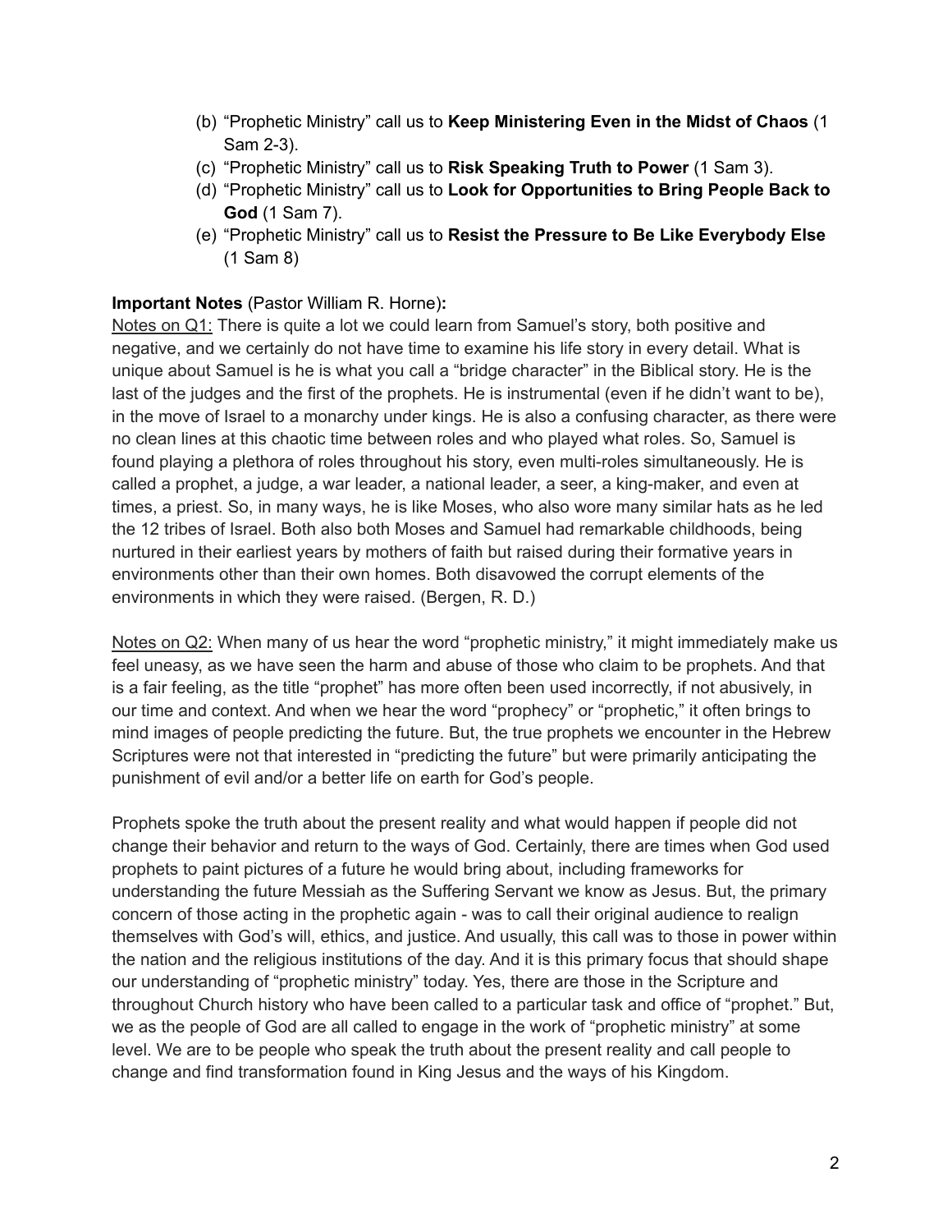(b) "Prophetic Ministry" call us to **Keep Ministering Even in the Midst of Chaos** (1 Sam 2-3).
(c) "Prophetic Ministry" call us to **Risk Speaking Truth to Power** (1 Sam 3).
(d) "Prophetic Ministry" call us to **Look for Opportunities to Bring People Back to God** (1 Sam 7).
(e) "Prophetic Ministry" call us to **Resist the Pressure to Be Like Everybody Else** (1 Sam 8)

**Important Notes** (Pastor William R. Horne)**:**

<u>Notes on Q1:</u> There is quite a lot we could learn from Samuel's story, both positive and negative, and we certainly do not have time to examine his life story in every detail. What is unique about Samuel is he is what you call a "bridge character" in the Biblical story. He is the last of the judges and the first of the prophets. He is instrumental (even if he didn't want to be), in the move of Israel to a monarchy under kings. He is also a confusing character, as there were no clean lines at this chaotic time between roles and who played what roles. So, Samuel is found playing a plethora of roles throughout his story, even multi-roles simultaneously. He is called a prophet, a judge, a war leader, a national leader, a seer, a king-maker, and even at times, a priest. So, in many ways, he is like Moses, who also wore many similar hats as he led the 12 tribes of Israel. Both also both Moses and Samuel had remarkable childhoods, being nurtured in their earliest years by mothers of faith but raised during their formative years in environments other than their own homes. Both disavowed the corrupt elements of the environments in which they were raised. (Bergen, R. D.)

<u>Notes on Q2:</u> When many of us hear the word "prophetic ministry," it might immediately make us feel uneasy, as we have seen the harm and abuse of those who claim to be prophets. And that is a fair feeling, as the title "prophet" has more often been used incorrectly, if not abusively, in our time and context. And when we hear the word "prophecy" or "prophetic," it often brings to mind images of people predicting the future. But, the true prophets we encounter in the Hebrew Scriptures were not that interested in "predicting the future" but were primarily anticipating the punishment of evil and/or a better life on earth for God's people.

Prophets spoke the truth about the present reality and what would happen if people did not change their behavior and return to the ways of God. Certainly, there are times when God used prophets to paint pictures of a future he would bring about, including frameworks for understanding the future Messiah as the Suffering Servant we know as Jesus. But, the primary concern of those acting in the prophetic again - was to call their original audience to realign themselves with God's will, ethics, and justice. And usually, this call was to those in power within the nation and the religious institutions of the day. And it is this primary focus that should shape our understanding of "prophetic ministry" today. Yes, there are those in the Scripture and throughout Church history who have been called to a particular task and office of "prophet." But, we as the people of God are all called to engage in the work of "prophetic ministry" at some level. We are to be people who speak the truth about the present reality and call people to change and find transformation found in King Jesus and the ways of his Kingdom.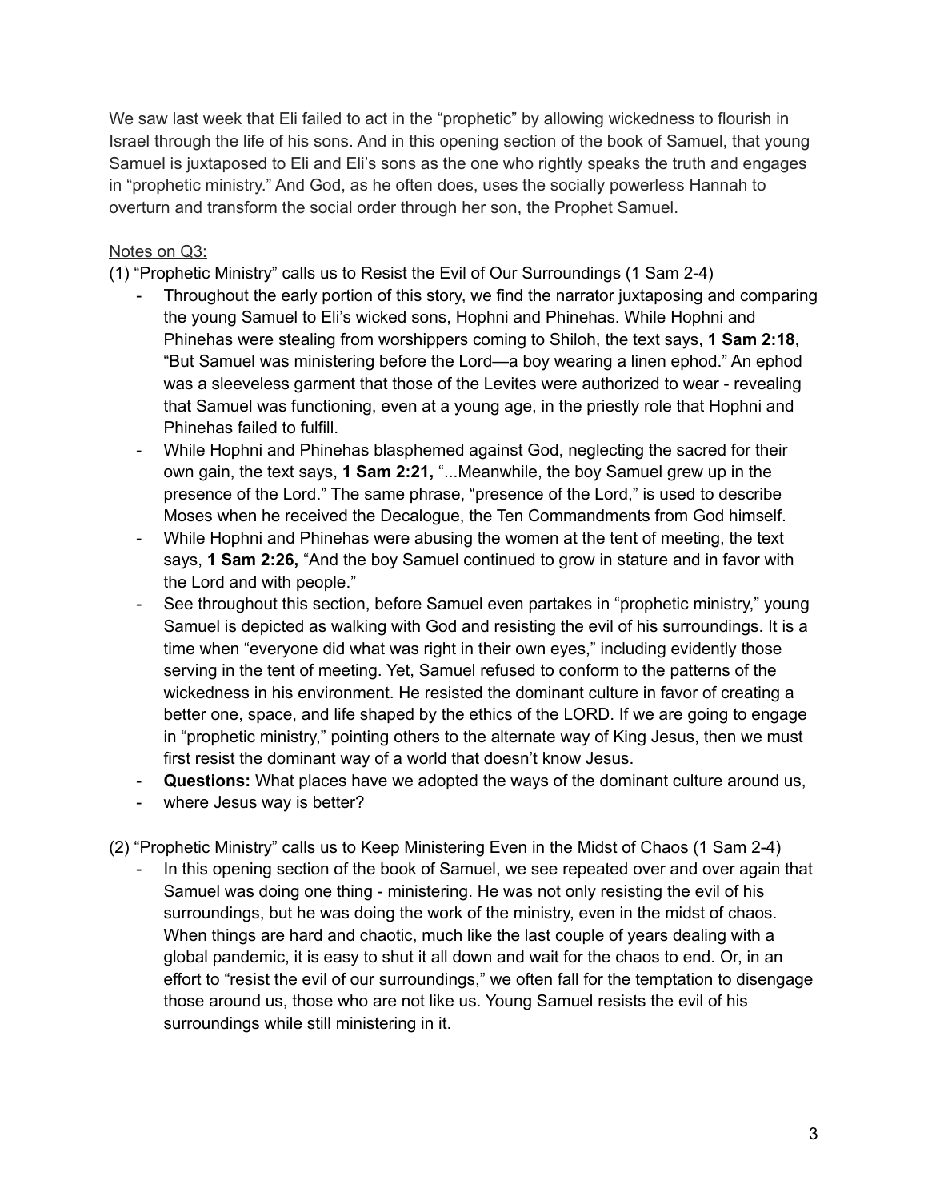We saw last week that Eli failed to act in the "prophetic" by allowing wickedness to flourish in Israel through the life of his sons. And in this opening section of the book of Samuel, that young Samuel is juxtaposed to Eli and Eli's sons as the one who rightly speaks the truth and engages in "prophetic ministry." And God, as he often does, uses the socially powerless Hannah to overturn and transform the social order through her son, the Prophet Samuel.

Notes on Q3:

(1) "Prophetic Ministry" calls us to Resist the Evil of Our Surroundings (1 Sam 2-4)

- Throughout the early portion of this story, we find the narrator juxtaposing and comparing the young Samuel to Eli's wicked sons, Hophni and Phinehas. While Hophni and Phinehas were stealing from worshippers coming to Shiloh, the text says, **1 Sam 2:18**, "But Samuel was ministering before the Lord—a boy wearing a linen ephod." An ephod was a sleeveless garment that those of the Levites were authorized to wear - revealing that Samuel was functioning, even at a young age, in the priestly role that Hophni and Phinehas failed to fulfill.
- While Hophni and Phinehas blasphemed against God, neglecting the sacred for their own gain, the text says, **1 Sam 2:21,** "...Meanwhile, the boy Samuel grew up in the presence of the Lord." The same phrase, "presence of the Lord," is used to describe Moses when he received the Decalogue, the Ten Commandments from God himself.
- While Hophni and Phinehas were abusing the women at the tent of meeting, the text says, **1 Sam 2:26,** "And the boy Samuel continued to grow in stature and in favor with the Lord and with people."
- See throughout this section, before Samuel even partakes in "prophetic ministry," young Samuel is depicted as walking with God and resisting the evil of his surroundings. It is a time when "everyone did what was right in their own eyes," including evidently those serving in the tent of meeting. Yet, Samuel refused to conform to the patterns of the wickedness in his environment. He resisted the dominant culture in favor of creating a better one, space, and life shaped by the ethics of the LORD. If we are going to engage in "prophetic ministry," pointing others to the alternate way of King Jesus, then we must first resist the dominant way of a world that doesn't know Jesus.
- **Questions:** What places have we adopted the ways of the dominant culture around us,
- where Jesus way is better?

(2) "Prophetic Ministry" calls us to Keep Ministering Even in the Midst of Chaos (1 Sam 2-4)

- In this opening section of the book of Samuel, we see repeated over and over again that Samuel was doing one thing - ministering. He was not only resisting the evil of his surroundings, but he was doing the work of the ministry, even in the midst of chaos. When things are hard and chaotic, much like the last couple of years dealing with a global pandemic, it is easy to shut it all down and wait for the chaos to end. Or, in an effort to "resist the evil of our surroundings," we often fall for the temptation to disengage those around us, those who are not like us. Young Samuel resists the evil of his surroundings while still ministering in it.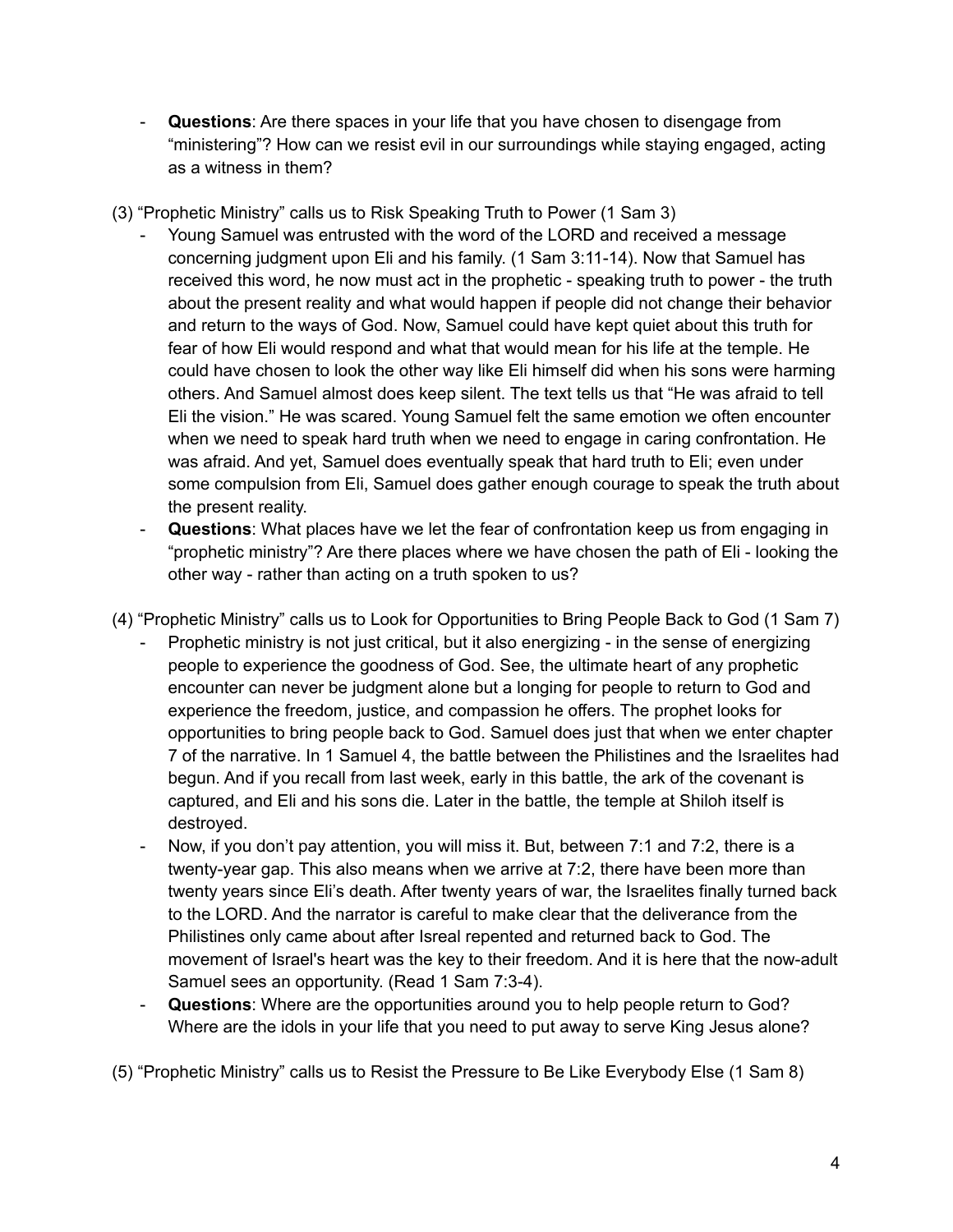- **Questions**: Are there spaces in your life that you have chosen to disengage from "ministering"? How can we resist evil in our surroundings while staying engaged, acting as a witness in them?

(3) "Prophetic Ministry" calls us to Risk Speaking Truth to Power (1 Sam 3)

- Young Samuel was entrusted with the word of the LORD and received a message concerning judgment upon Eli and his family. (1 Sam 3:11-14). Now that Samuel has received this word, he now must act in the prophetic - speaking truth to power - the truth about the present reality and what would happen if people did not change their behavior and return to the ways of God. Now, Samuel could have kept quiet about this truth for fear of how Eli would respond and what that would mean for his life at the temple. He could have chosen to look the other way like Eli himself did when his sons were harming others. And Samuel almost does keep silent. The text tells us that "He was afraid to tell Eli the vision." He was scared. Young Samuel felt the same emotion we often encounter when we need to speak hard truth when we need to engage in caring confrontation. He was afraid. And yet, Samuel does eventually speak that hard truth to Eli; even under some compulsion from Eli, Samuel does gather enough courage to speak the truth about the present reality.
- **Questions**: What places have we let the fear of confrontation keep us from engaging in "prophetic ministry"? Are there places where we have chosen the path of Eli - looking the other way - rather than acting on a truth spoken to us?

(4) "Prophetic Ministry" calls us to Look for Opportunities to Bring People Back to God (1 Sam 7)

- Prophetic ministry is not just critical, but it also energizing - in the sense of energizing people to experience the goodness of God. See, the ultimate heart of any prophetic encounter can never be judgment alone but a longing for people to return to God and experience the freedom, justice, and compassion he offers. The prophet looks for opportunities to bring people back to God. Samuel does just that when we enter chapter 7 of the narrative. In 1 Samuel 4, the battle between the Philistines and the Israelites had begun. And if you recall from last week, early in this battle, the ark of the covenant is captured, and Eli and his sons die. Later in the battle, the temple at Shiloh itself is destroyed.
- Now, if you don't pay attention, you will miss it. But, between 7:1 and 7:2, there is a twenty-year gap. This also means when we arrive at 7:2, there have been more than twenty years since Eli's death. After twenty years of war, the Israelites finally turned back to the LORD. And the narrator is careful to make clear that the deliverance from the Philistines only came about after Isreal repented and returned back to God. The movement of Israel's heart was the key to their freedom. And it is here that the now-adult Samuel sees an opportunity. (Read 1 Sam 7:3-4).
- **Questions**: Where are the opportunities around you to help people return to God? Where are the idols in your life that you need to put away to serve King Jesus alone?

(5) "Prophetic Ministry" calls us to Resist the Pressure to Be Like Everybody Else (1 Sam 8)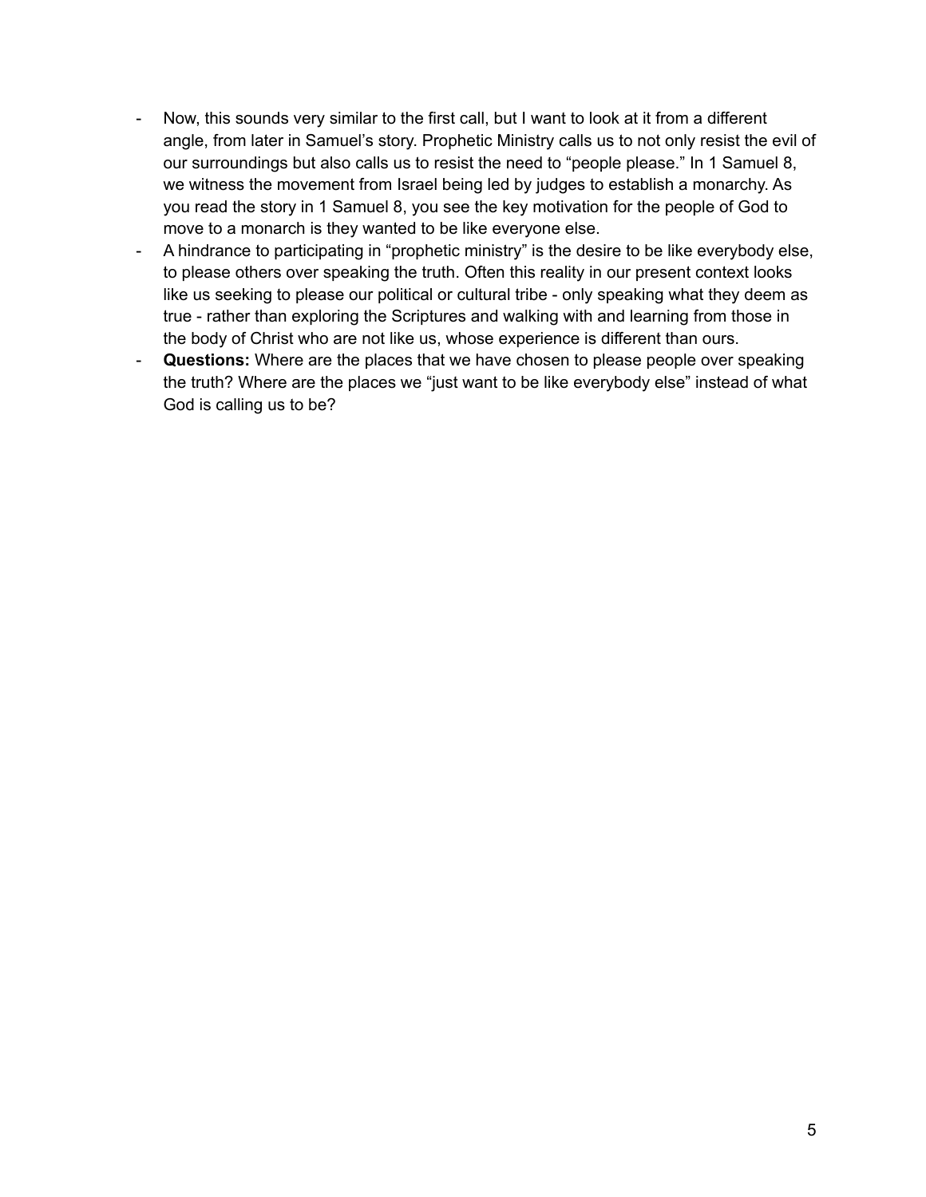- Now, this sounds very similar to the first call, but I want to look at it from a different angle, from later in Samuel's story. Prophetic Ministry calls us to not only resist the evil of our surroundings but also calls us to resist the need to "people please." In 1 Samuel 8, we witness the movement from Israel being led by judges to establish a monarchy. As you read the story in 1 Samuel 8, you see the key motivation for the people of God to move to a monarch is they wanted to be like everyone else.
- A hindrance to participating in "prophetic ministry" is the desire to be like everybody else, to please others over speaking the truth. Often this reality in our present context looks like us seeking to please our political or cultural tribe - only speaking what they deem as true - rather than exploring the Scriptures and walking with and learning from those in the body of Christ who are not like us, whose experience is different than ours.
- **Questions:** Where are the places that we have chosen to please people over speaking the truth? Where are the places we "just want to be like everybody else" instead of what God is calling us to be?